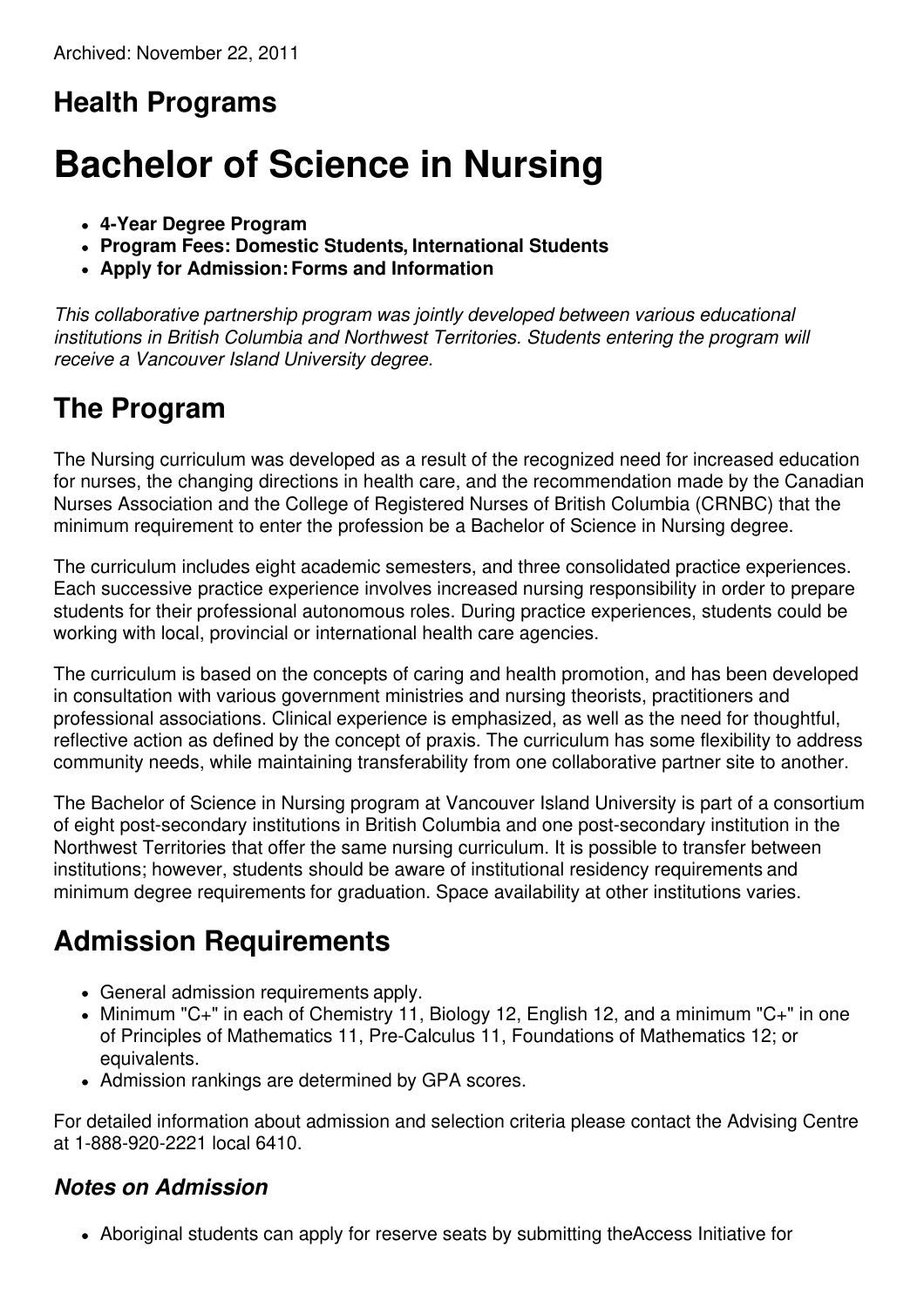Archived: November 22, 2011

## Health Programs

# Bachelor of Science in Nursing

- **4-Year Degree Program**
- **Program Fees: Domestic Students, International Students**
- **Apply for Admission: Forms and Information**

*This collaborative partnership program was jointly developed between various educational institutions in British Columbia and Northwest Territories. Students entering the program will receive a Vancouver Island University degree.*

## The Program

The Nursing curriculum was developed as a result of the recognized need for increased education for nurses, the changing directions in health care, and the recommendation made by the Canadian Nurses Association and the College of Registered Nurses of British Columbia (CRNBC) that the minimum requirement to enter the profession be a Bachelor of Science in Nursing degree.

The curriculum includes eight academic semesters, and three consolidated practice experiences. Each successive practice experience involves increased nursing responsibility in order to prepare students for their professional autonomous roles. During practice experiences, students could be working with local, provincial or international health care agencies.

The curriculum is based on the concepts of caring and health promotion, and has been developed in consultation with various government ministries and nursing theorists, practitioners and professional associations. Clinical experience is emphasized, as well as the need for thoughtful, reflective action as defined by the concept of praxis. The curriculum has some flexibility to address community needs, while maintaining transferability from one collaborative partner site to another.

The Bachelor of Science in Nursing program at Vancouver Island University is part of a consortium of eight post-secondary institutions in British Columbia and one post-secondary institution in the Northwest Territories that offer the same nursing curriculum. It is possible to transfer between institutions; however, students should be aware of institutional residency requirements and minimum degree requirements for graduation. Space availability at other institutions varies.

## Admission Requirements

- General admission requirements apply.
- Minimum "C+" in each of Chemistry 11, Biology 12, English 12, and a minimum "C+" in one of Principles of Mathematics 11, Pre-Calculus 11, Foundations of Mathematics 12; or equivalents.
- Admission rankings are determined by GPA scores.

For detailed information about admission and selection criteria please contact the Advising Centre at 1-888-920-2221 local 6410.

### *Notes on Admission*

- Aboriginal students can apply for reserve seats by submitting theAccess Initiative for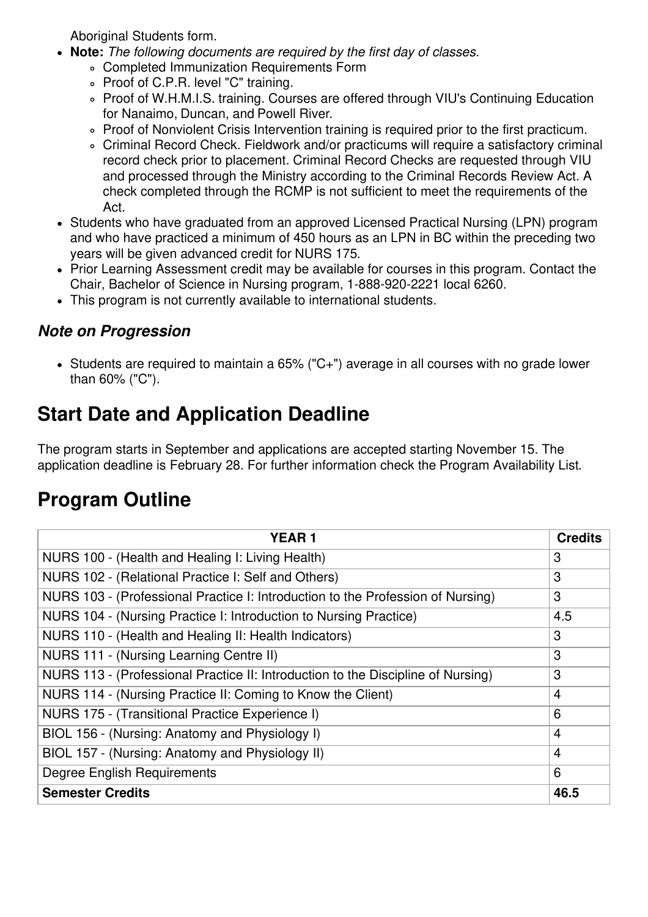Aboriginal Students form.

- **Note:** *The following documents are required by the first day of classes.*
    - Completed Immunization Requirements Form
    - Proof of C.P.R. level "C" training.
    - Proof of W.H.M.I.S. training. Courses are offered through VIU's Continuing Education for Nanaimo, Duncan, and Powell River.
    - Proof of Nonviolent Crisis Intervention training is required prior to the first practicum.
    - Criminal Record Check. Fieldwork and/or practicums will require a satisfactory criminal record check prior to placement. Criminal Record Checks are requested through VIU and processed through the Ministry according to the Criminal Records Review Act. A check completed through the RCMP is not sufficient to meet the requirements of the Act.
- Students who have graduated from an approved Licensed Practical Nursing (LPN) program and who have practiced a minimum of 450 hours as an LPN in BC within the preceding two years will be given advanced credit for NURS 175.
- Prior Learning Assessment credit may be available for courses in this program. Contact the Chair, Bachelor of Science in Nursing program, 1-888-920-2221 local 6260.
- This program is not currently available to international students.

### *Note on Progression*

- Students are required to maintain a 65% ("C+") average in all courses with no grade lower than 60% ("C").

## Start Date and Application Deadline

The program starts in September and applications are accepted starting November 15. The application deadline is February 28. For further information check the Program Availability List.

## Program Outline

| YEAR 1 | Credits |
|---|---|
| NURS 100 - (Health and Healing I: Living Health) | 3 |
| NURS 102 - (Relational Practice I: Self and Others) | 3 |
| NURS 103 - (Professional Practice I: Introduction to the Profession of Nursing) | 3 |
| NURS 104 - (Nursing Practice I: Introduction to Nursing Practice) | 4.5 |
| NURS 110 - (Health and Healing II: Health Indicators) | 3 |
| NURS 111 - (Nursing Learning Centre II) | 3 |
| NURS 113 - (Professional Practice II: Introduction to the Discipline of Nursing) | 3 |
| NURS 114 - (Nursing Practice II: Coming to Know the Client) | 4 |
| NURS 175 - (Transitional Practice Experience I) | 6 |
| BIOL 156 - (Nursing: Anatomy and Physiology I) | 4 |
| BIOL 157 - (Nursing: Anatomy and Physiology II) | 4 |
| Degree English Requirements | 6 |
| **Semester Credits** | **46.5** |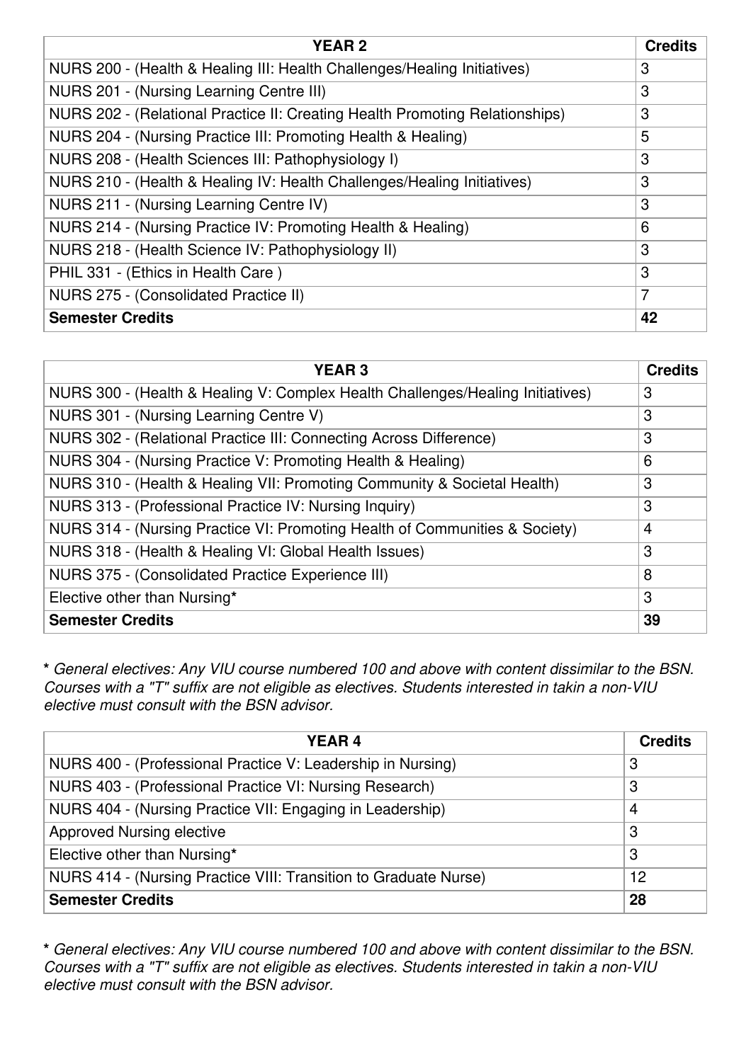| YEAR 2 | Credits |
| --- | --- |
| NURS 200 - (Health & Healing III: Health Challenges/Healing Initiatives) | 3 |
| NURS 201 - (Nursing Learning Centre III) | 3 |
| NURS 202 - (Relational Practice II: Creating Health Promoting Relationships) | 3 |
| NURS 204 - (Nursing Practice III: Promoting Health & Healing) | 5 |
| NURS 208 - (Health Sciences III: Pathophysiology I) | 3 |
| NURS 210 - (Health & Healing IV: Health Challenges/Healing Initiatives) | 3 |
| NURS 211 - (Nursing Learning Centre IV) | 3 |
| NURS 214 - (Nursing Practice IV: Promoting Health & Healing) | 6 |
| NURS 218 - (Health Science IV: Pathophysiology II) | 3 |
| PHIL 331 - (Ethics in Health Care ) | 3 |
| NURS 275 - (Consolidated Practice II) | 7 |
| **Semester Credits** | **42** |

| YEAR 3 | Credits |
| --- | --- |
| NURS 300 - (Health & Healing V: Complex Health Challenges/Healing Initiatives) | 3 |
| NURS 301 - (Nursing Learning Centre V) | 3 |
| NURS 302 - (Relational Practice III: Connecting Across Difference) | 3 |
| NURS 304 - (Nursing Practice V: Promoting Health & Healing) | 6 |
| NURS 310 - (Health & Healing VII: Promoting Community & Societal Health) | 3 |
| NURS 313 - (Professional Practice IV: Nursing Inquiry) | 3 |
| NURS 314 - (Nursing Practice VI: Promoting Health of Communities & Society) | 4 |
| NURS 318 - (Health & Healing VI: Global Health Issues) | 3 |
| NURS 375 - (Consolidated Practice Experience III) | 8 |
| Elective other than Nursing* | 3 |
| **Semester Credits** | **39** |

**\*** *General electives: Any VIU course numbered 100 and above with content dissimilar to the BSN. Courses with a "T" suffix are not eligible as electives. Students interested in takin a non-VIU elective must consult with the BSN advisor.*

| YEAR 4 | Credits |
| --- | --- |
| NURS 400 - (Professional Practice V: Leadership in Nursing) | 3 |
| NURS 403 - (Professional Practice VI: Nursing Research) | 3 |
| NURS 404 - (Nursing Practice VII: Engaging in Leadership) | 4 |
| Approved Nursing elective | 3 |
| Elective other than Nursing* | 3 |
| NURS 414 - (Nursing Practice VIII: Transition to Graduate Nurse) | 12 |
| **Semester Credits** | **28** |

**\*** *General electives: Any VIU course numbered 100 and above with content dissimilar to the BSN. Courses with a "T" suffix are not eligible as electives. Students interested in takin a non-VIU elective must consult with the BSN advisor.*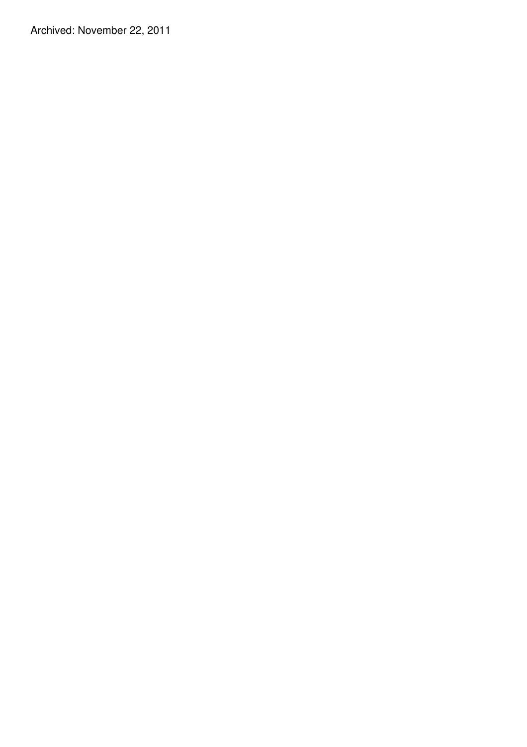Archived: November 22, 2011